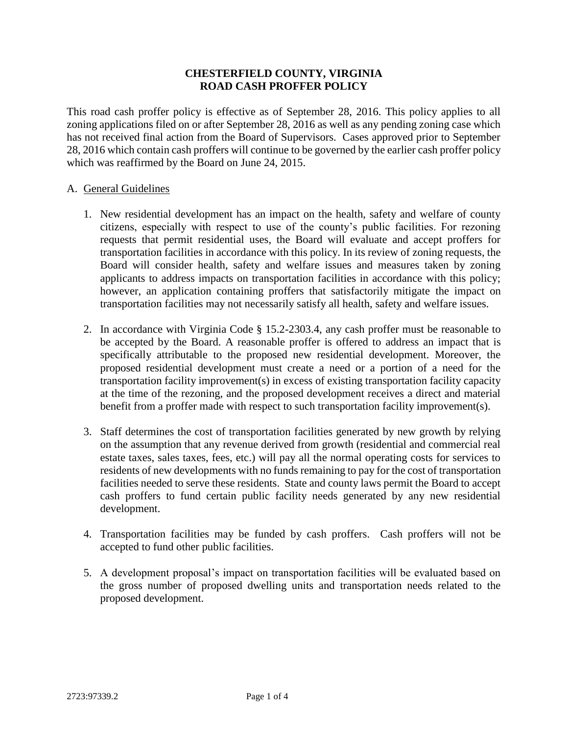# CHESTERFIELD COUNTY, VIRGINIA
# ROAD CASH PROFFER POLICY

This road cash proffer policy is effective as of September 28, 2016. This policy applies to all zoning applications filed on or after September 28, 2016 as well as any pending zoning case which has not received final action from the Board of Supervisors. Cases approved prior to September 28, 2016 which contain cash proffers will continue to be governed by the earlier cash proffer policy which was reaffirmed by the Board on June 24, 2015.

A. General Guidelines

1. New residential development has an impact on the health, safety and welfare of county citizens, especially with respect to use of the county's public facilities. For rezoning requests that permit residential uses, the Board will evaluate and accept proffers for transportation facilities in accordance with this policy. In its review of zoning requests, the Board will consider health, safety and welfare issues and measures taken by zoning applicants to address impacts on transportation facilities in accordance with this policy; however, an application containing proffers that satisfactorily mitigate the impact on transportation facilities may not necessarily satisfy all health, safety and welfare issues.

2. In accordance with Virginia Code § 15.2-2303.4, any cash proffer must be reasonable to be accepted by the Board. A reasonable proffer is offered to address an impact that is specifically attributable to the proposed new residential development. Moreover, the proposed residential development must create a need or a portion of a need for the transportation facility improvement(s) in excess of existing transportation facility capacity at the time of the rezoning, and the proposed development receives a direct and material benefit from a proffer made with respect to such transportation facility improvement(s).

3. Staff determines the cost of transportation facilities generated by new growth by relying on the assumption that any revenue derived from growth (residential and commercial real estate taxes, sales taxes, fees, etc.) will pay all the normal operating costs for services to residents of new developments with no funds remaining to pay for the cost of transportation facilities needed to serve these residents. State and county laws permit the Board to accept cash proffers to fund certain public facility needs generated by any new residential development.

4. Transportation facilities may be funded by cash proffers. Cash proffers will not be accepted to fund other public facilities.

5. A development proposal's impact on transportation facilities will be evaluated based on the gross number of proposed dwelling units and transportation needs related to the proposed development.

2723:97339.2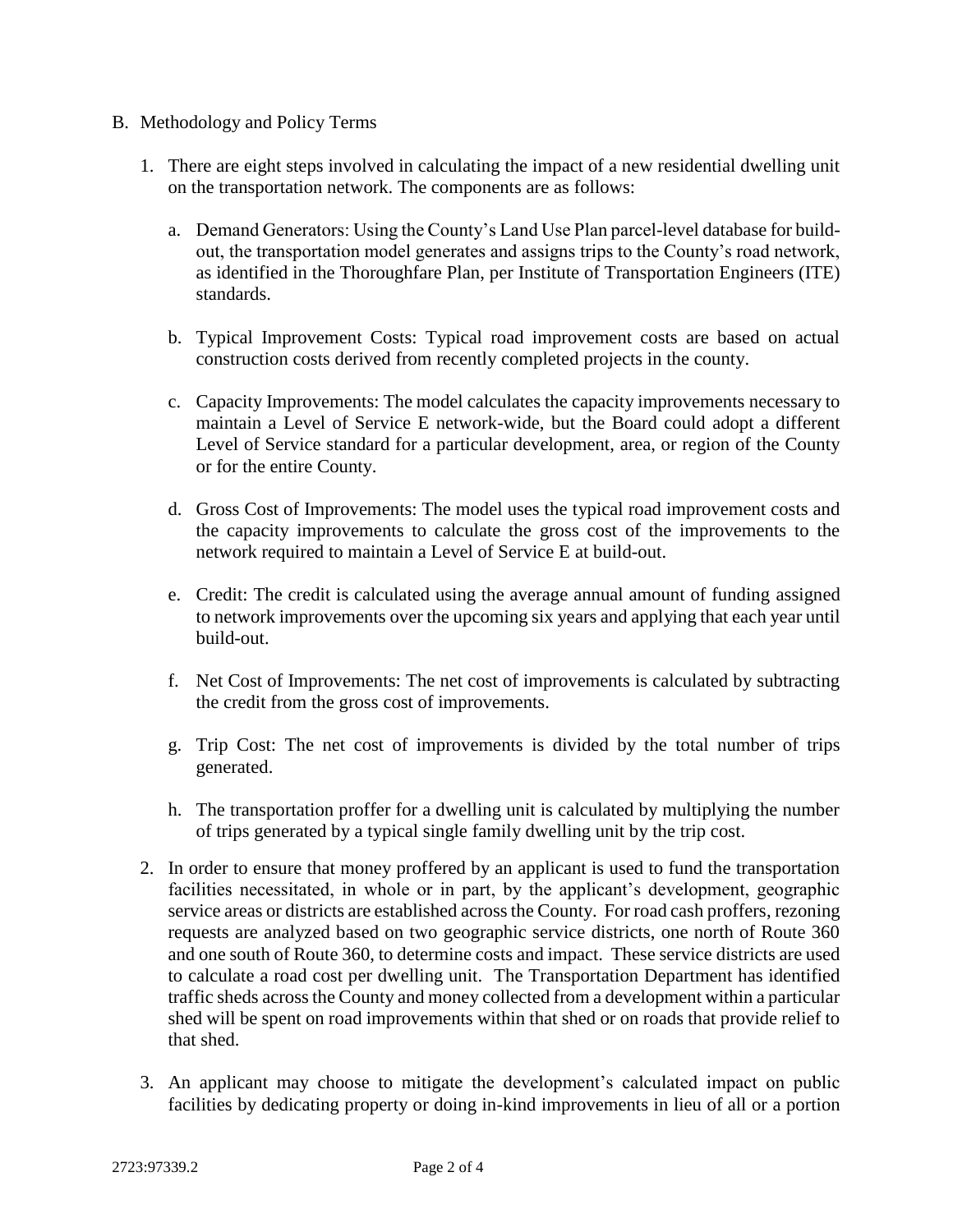B. Methodology and Policy Terms

1. There are eight steps involved in calculating the impact of a new residential dwelling unit on the transportation network. The components are as follows:

   a. Demand Generators: Using the County's Land Use Plan parcel-level database for build-out, the transportation model generates and assigns trips to the County's road network, as identified in the Thoroughfare Plan, per Institute of Transportation Engineers (ITE) standards.

   b. Typical Improvement Costs: Typical road improvement costs are based on actual construction costs derived from recently completed projects in the county.

   c. Capacity Improvements: The model calculates the capacity improvements necessary to maintain a Level of Service E network-wide, but the Board could adopt a different Level of Service standard for a particular development, area, or region of the County or for the entire County.

   d. Gross Cost of Improvements: The model uses the typical road improvement costs and the capacity improvements to calculate the gross cost of the improvements to the network required to maintain a Level of Service E at build-out.

   e. Credit: The credit is calculated using the average annual amount of funding assigned to network improvements over the upcoming six years and applying that each year until build-out.

   f. Net Cost of Improvements: The net cost of improvements is calculated by subtracting the credit from the gross cost of improvements.

   g. Trip Cost: The net cost of improvements is divided by the total number of trips generated.

   h. The transportation proffer for a dwelling unit is calculated by multiplying the number of trips generated by a typical single family dwelling unit by the trip cost.

2. In order to ensure that money proffered by an applicant is used to fund the transportation facilities necessitated, in whole or in part, by the applicant's development, geographic service areas or districts are established across the County. For road cash proffers, rezoning requests are analyzed based on two geographic service districts, one north of Route 360 and one south of Route 360, to determine costs and impact. These service districts are used to calculate a road cost per dwelling unit. The Transportation Department has identified traffic sheds across the County and money collected from a development within a particular shed will be spent on road improvements within that shed or on roads that provide relief to that shed.

3. An applicant may choose to mitigate the development's calculated impact on public facilities by dedicating property or doing in-kind improvements in lieu of all or a portion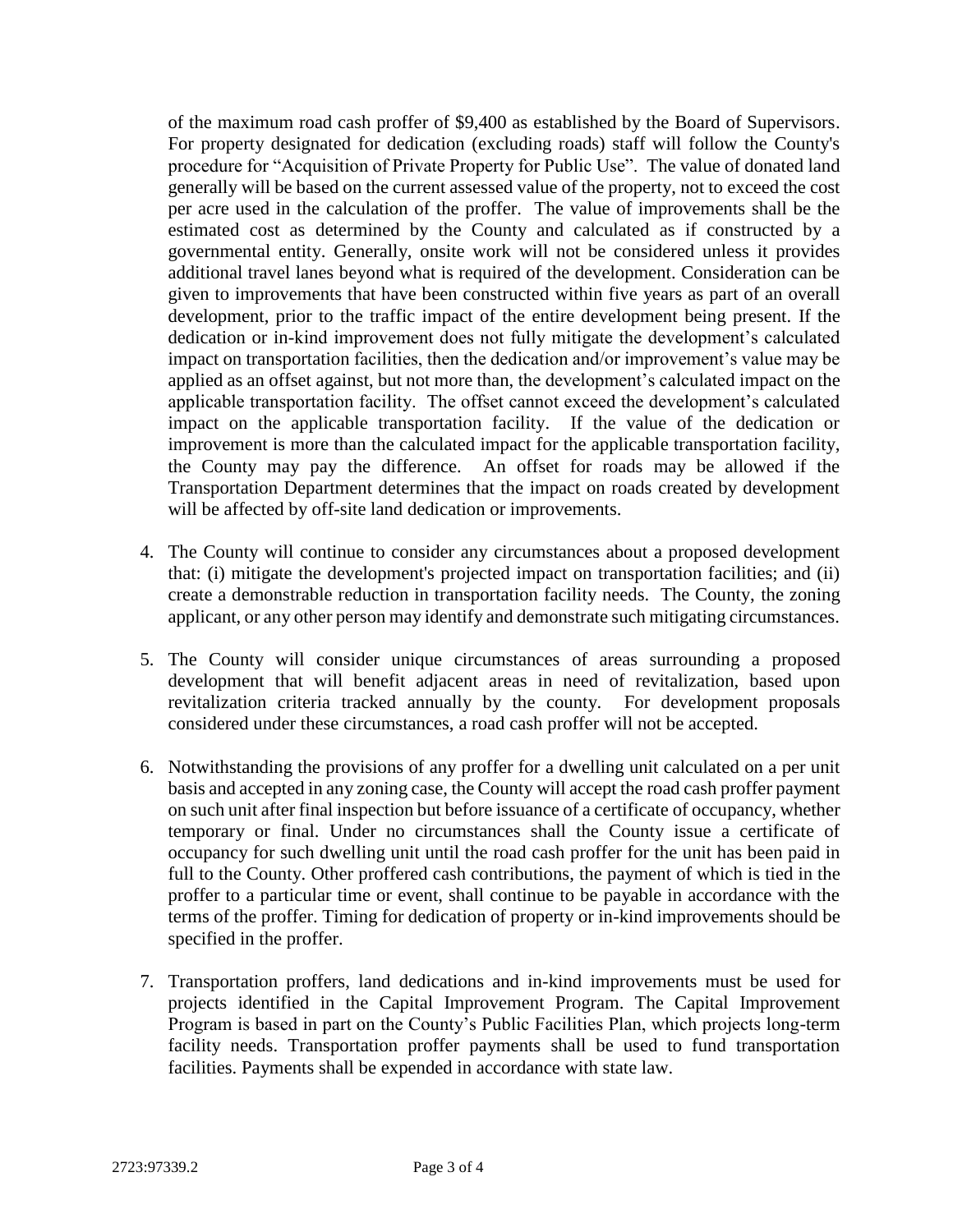of the maximum road cash proffer of $9,400 as established by the Board of Supervisors. For property designated for dedication (excluding roads) staff will follow the County's procedure for "Acquisition of Private Property for Public Use". The value of donated land generally will be based on the current assessed value of the property, not to exceed the cost per acre used in the calculation of the proffer. The value of improvements shall be the estimated cost as determined by the County and calculated as if constructed by a governmental entity. Generally, onsite work will not be considered unless it provides additional travel lanes beyond what is required of the development. Consideration can be given to improvements that have been constructed within five years as part of an overall development, prior to the traffic impact of the entire development being present. If the dedication or in-kind improvement does not fully mitigate the development's calculated impact on transportation facilities, then the dedication and/or improvement's value may be applied as an offset against, but not more than, the development's calculated impact on the applicable transportation facility. The offset cannot exceed the development's calculated impact on the applicable transportation facility. If the value of the dedication or improvement is more than the calculated impact for the applicable transportation facility, the County may pay the difference. An offset for roads may be allowed if the Transportation Department determines that the impact on roads created by development will be affected by off-site land dedication or improvements.

4. The County will continue to consider any circumstances about a proposed development that: (i) mitigate the development's projected impact on transportation facilities; and (ii) create a demonstrable reduction in transportation facility needs. The County, the zoning applicant, or any other person may identify and demonstrate such mitigating circumstances.

5. The County will consider unique circumstances of areas surrounding a proposed development that will benefit adjacent areas in need of revitalization, based upon revitalization criteria tracked annually by the county. For development proposals considered under these circumstances, a road cash proffer will not be accepted.

6. Notwithstanding the provisions of any proffer for a dwelling unit calculated on a per unit basis and accepted in any zoning case, the County will accept the road cash proffer payment on such unit after final inspection but before issuance of a certificate of occupancy, whether temporary or final. Under no circumstances shall the County issue a certificate of occupancy for such dwelling unit until the road cash proffer for the unit has been paid in full to the County. Other proffered cash contributions, the payment of which is tied in the proffer to a particular time or event, shall continue to be payable in accordance with the terms of the proffer. Timing for dedication of property or in-kind improvements should be specified in the proffer.

7. Transportation proffers, land dedications and in-kind improvements must be used for projects identified in the Capital Improvement Program. The Capital Improvement Program is based in part on the County's Public Facilities Plan, which projects long-term facility needs. Transportation proffer payments shall be used to fund transportation facilities. Payments shall be expended in accordance with state law.

2723:97339.2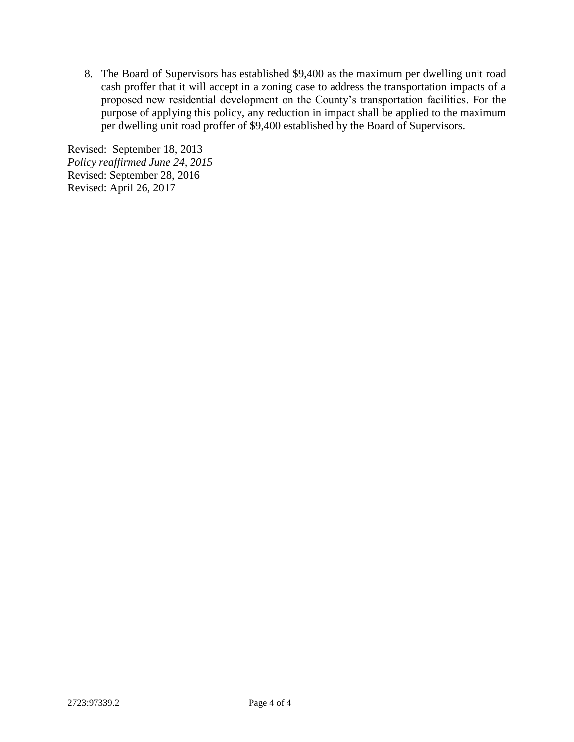8. The Board of Supervisors has established $9,400 as the maximum per dwelling unit road cash proffer that it will accept in a zoning case to address the transportation impacts of a proposed new residential development on the County's transportation facilities. For the purpose of applying this policy, any reduction in impact shall be applied to the maximum per dwelling unit road proffer of $9,400 established by the Board of Supervisors.

Revised: September 18, 2013
*Policy reaffirmed June 24, 2015*
Revised: September 28, 2016
Revised: April 26, 2017

2723:97339.2